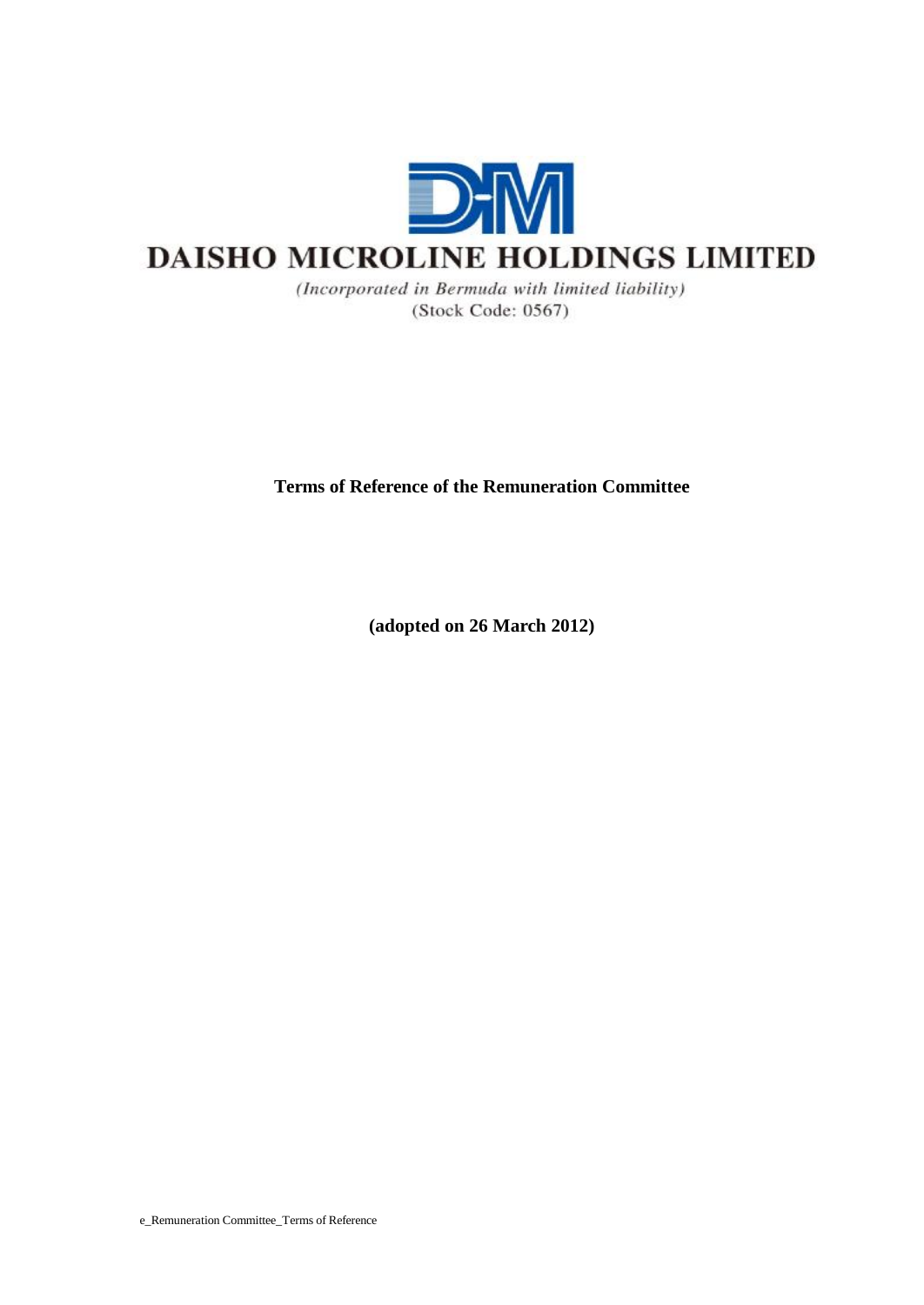# DAISHO MICROLINE HOLDINGS LIMITED

*(Incorporated in Bermuda with limited liability)*

(Stock Code: 0567)

**Terms of Reference of the Remuneration Committee**

**(adopted on 26 March 2012)**

e_Remuneration Committee_Terms of Reference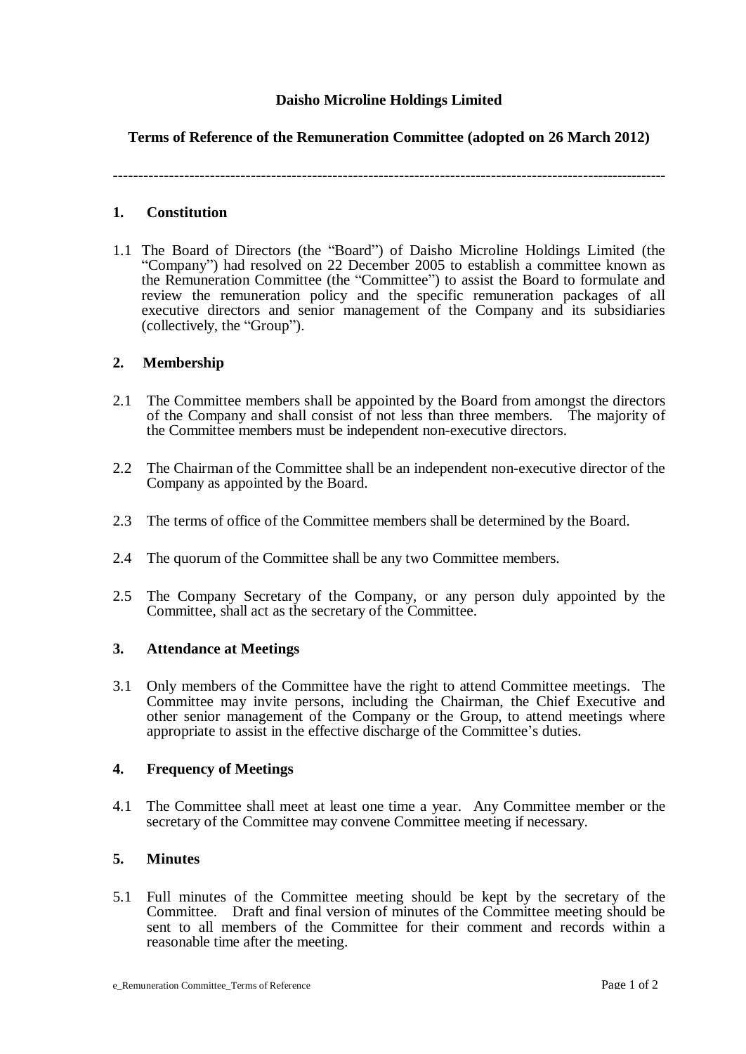**Daisho Microline Holdings Limited**

**Terms of Reference of the Remuneration Committee (adopted on 26 March 2012)**

---

## 1. Constitution

1.1 The Board of Directors (the "Board") of Daisho Microline Holdings Limited (the "Company") had resolved on 22 December 2005 to establish a committee known as the Remuneration Committee (the "Committee") to assist the Board to formulate and review the remuneration policy and the specific remuneration packages of all executive directors and senior management of the Company and its subsidiaries (collectively, the "Group").

## 2. Membership

2.1 The Committee members shall be appointed by the Board from amongst the directors of the Company and shall consist of not less than three members. The majority of the Committee members must be independent non-executive directors.

2.2 The Chairman of the Committee shall be an independent non-executive director of the Company as appointed by the Board.

2.3 The terms of office of the Committee members shall be determined by the Board.

2.4 The quorum of the Committee shall be any two Committee members.

2.5 The Company Secretary of the Company, or any person duly appointed by the Committee, shall act as the secretary of the Committee.

## 3. Attendance at Meetings

3.1 Only members of the Committee have the right to attend Committee meetings. The Committee may invite persons, including the Chairman, the Chief Executive and other senior management of the Company or the Group, to attend meetings where appropriate to assist in the effective discharge of the Committee's duties.

## 4. Frequency of Meetings

4.1 The Committee shall meet at least one time a year. Any Committee member or the secretary of the Committee may convene Committee meeting if necessary.

## 5. Minutes

5.1 Full minutes of the Committee meeting should be kept by the secretary of the Committee. Draft and final version of minutes of the Committee meeting should be sent to all members of the Committee for their comment and records within a reasonable time after the meeting.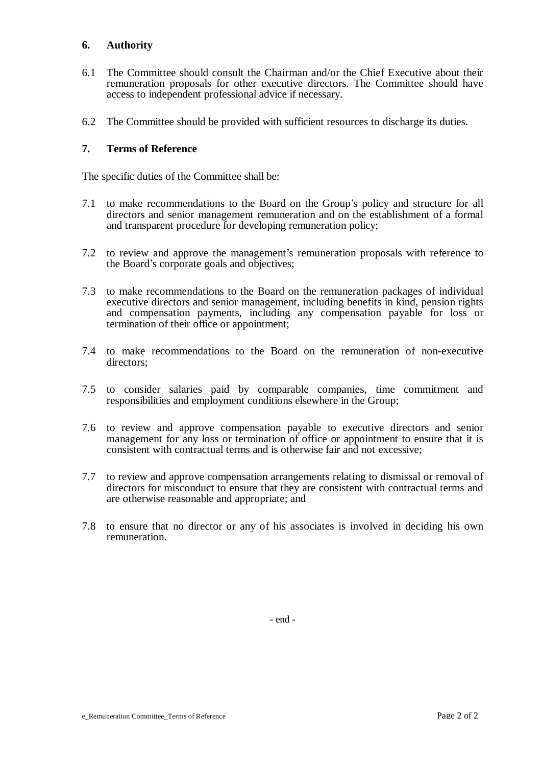## 6. Authority

6.1 The Committee should consult the Chairman and/or the Chief Executive about their remuneration proposals for other executive directors. The Committee should have access to independent professional advice if necessary.

6.2 The Committee should be provided with sufficient resources to discharge its duties.

## 7. Terms of Reference

The specific duties of the Committee shall be:

7.1 to make recommendations to the Board on the Group's policy and structure for all directors and senior management remuneration and on the establishment of a formal and transparent procedure for developing remuneration policy;

7.2 to review and approve the management's remuneration proposals with reference to the Board's corporate goals and objectives;

7.3 to make recommendations to the Board on the remuneration packages of individual executive directors and senior management, including benefits in kind, pension rights and compensation payments, including any compensation payable for loss or termination of their office or appointment;

7.4 to make recommendations to the Board on the remuneration of non-executive directors;

7.5 to consider salaries paid by comparable companies, time commitment and responsibilities and employment conditions elsewhere in the Group;

7.6 to review and approve compensation payable to executive directors and senior management for any loss or termination of office or appointment to ensure that it is consistent with contractual terms and is otherwise fair and not excessive;

7.7 to review and approve compensation arrangements relating to dismissal or removal of directors for misconduct to ensure that they are consistent with contractual terms and are otherwise reasonable and appropriate; and

7.8 to ensure that no director or any of his associates is involved in deciding his own remuneration.

- end -